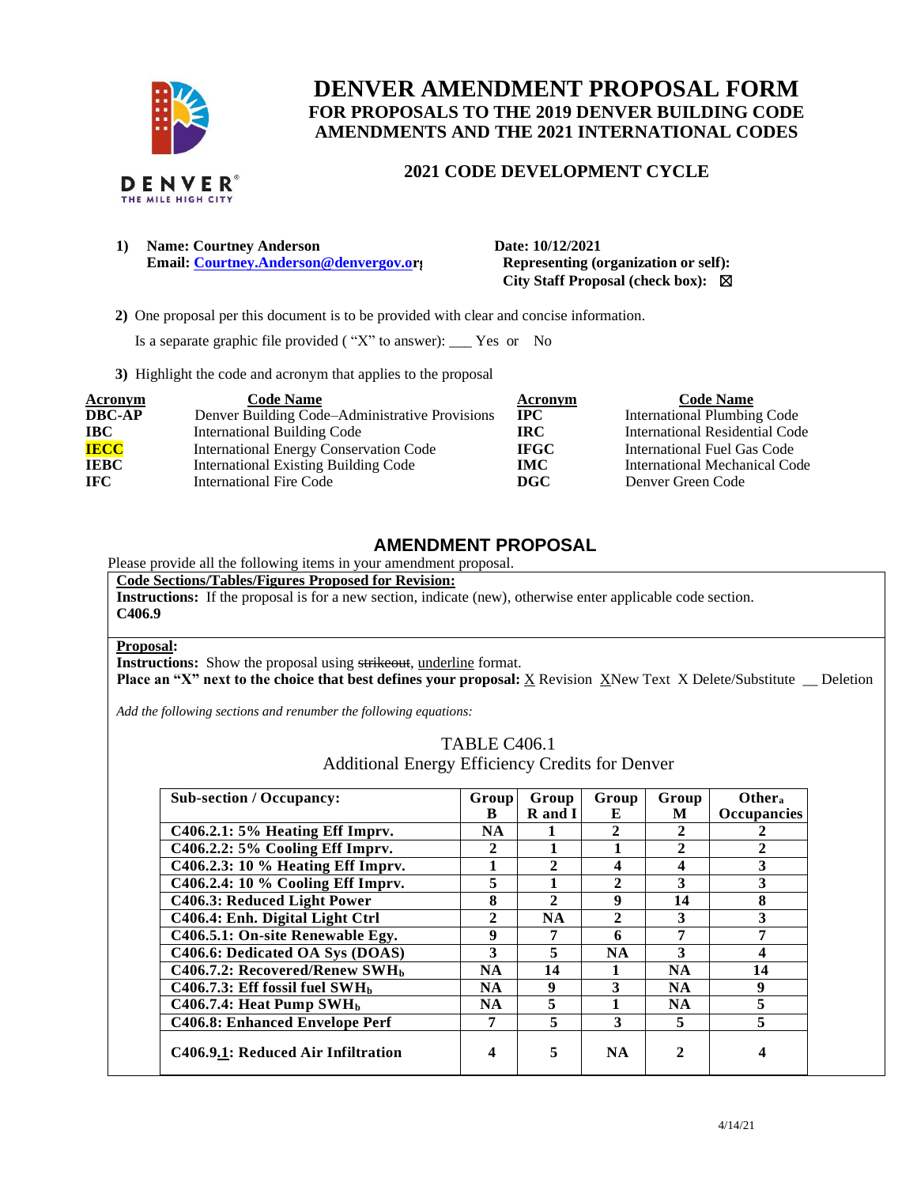# DENVER AMENDMENT PROPOSAL FORM

## FOR PROPOSALS TO THE 2019 DENVER BUILDING CODE AMENDMENTS AND THE 2021 INTERNATIONAL CODES

### 2021 CODE DEVELOPMENT CYCLE

**1) Name: Courtney Anderson**
**Email: Courtney.Anderson@denvergov.org**

**Date: 10/12/2021**
**Representing (organization or self):**
**City Staff Proposal (check box):** ☒

**2)** One proposal per this document is to be provided with clear and concise information.

Is a separate graphic file provided ( "X" to answer): ___ Yes or No

**3)** Highlight the code and acronym that applies to the proposal

| Acronym | Code Name | Acronym | Code Name |
|---|---|---|---|
| **DBC-AP** | Denver Building Code–Administrative Provisions | **IPC** | International Plumbing Code |
| **IBC** | International Building Code | **IRC** | International Residential Code |
| **IECC** | International Energy Conservation Code | **IFGC** | International Fuel Gas Code |
| **IEBC** | International Existing Building Code | **IMC** | International Mechanical Code |
| **IFC** | International Fire Code | **DGC** | Denver Green Code |

## AMENDMENT PROPOSAL

Please provide all the following items in your amendment proposal.

**Code Sections/Tables/Figures Proposed for Revision:**

**Instructions:** If the proposal is for a new section, indicate (new), otherwise enter applicable code section.

**C406.9**

**Proposal:**

**Instructions:** Show the proposal using ~~strikeout~~, underline format.

**Place an "X" next to the choice that best defines your proposal:** X Revision X New Text X Delete/Substitute __ Deletion

*Add the following sections and renumber the following equations:*

TABLE C406.1
Additional Energy Efficiency Credits for Denver

| Sub-section / Occupancy: | Group B | Group R and I | Group E | Group M | Other[a] Occupancies |
|---|---|---|---|---|---|
| C406.2.1: 5% Heating Eff Imprv. | NA | 1 | 2 | 2 | 2 |
| C406.2.2: 5% Cooling Eff Imprv. | 2 | 1 | 1 | 2 | 2 |
| C406.2.3: 10 % Heating Eff Imprv. | 1 | 2 | 4 | 4 | 3 |
| C406.2.4: 10 % Cooling Eff Imprv. | 5 | 1 | 2 | 3 | 3 |
| C406.3: Reduced Light Power | 8 | 2 | 9 | 14 | 8 |
| C406.4: Enh. Digital Light Ctrl | 2 | NA | 2 | 3 | 3 |
| C406.5.1: On-site Renewable Egy. | 9 | 7 | 6 | 7 | 7 |
| C406.6: Dedicated OA Sys (DOAS) | 3 | 5 | NA | 3 | 4 |
| C406.7.2: Recovered/Renew SWH[b] | NA | 14 | 1 | NA | 14 |
| C406.7.3: Eff fossil fuel SWH[b] | NA | 9 | 3 | NA | 9 |
| C406.7.4: Heat Pump SWH[b] | NA | 5 | 1 | NA | 5 |
| C406.8: Enhanced Envelope Perf | 7 | 5 | 3 | 5 | 5 |
| C406.9.<u>1</u>: Reduced Air Infiltration | 4 | 5 | NA | 2 | 4 |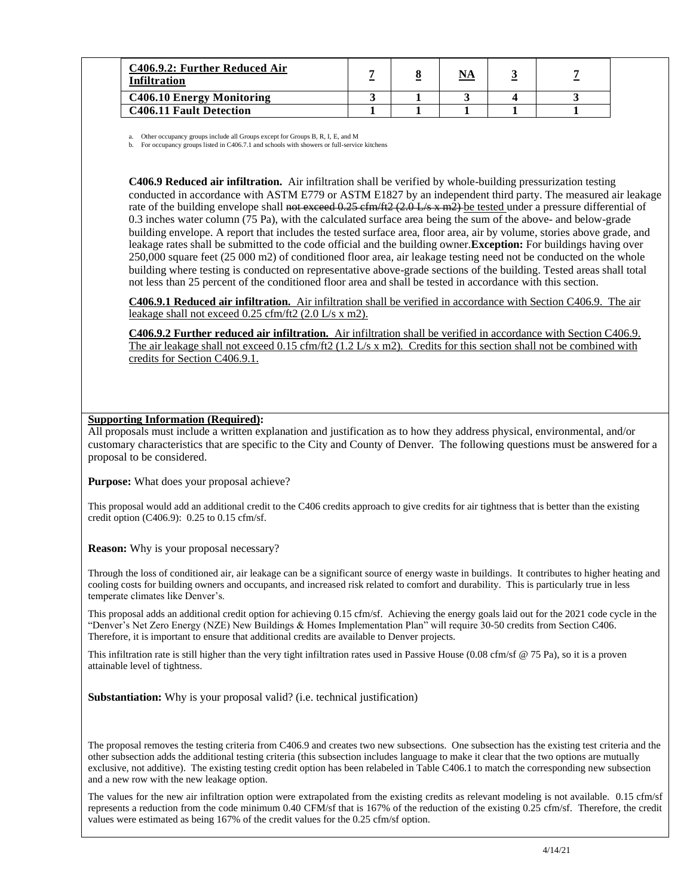| <u>C406.9.2: Further Reduced Air Infiltration</u> | <u>7</u> | <u>8</u> | <u>NA</u> | <u>3</u> | <u>7</u> |
|---|---|---|---|---|---|
| **C406.10 Energy Monitoring** | **3** | **1** | **3** | **4** | **3** |
| **C406.11 Fault Detection** | **1** | **1** | **1** | **1** | **1** |

a. Other occupancy groups include all Groups except for Groups B, R, I, E, and M
b. For occupancy groups listed in C406.7.1 and schools with showers or full-service kitchens

**C406.9 Reduced air infiltration.** Air infiltration shall be verified by whole-building pressurization testing conducted in accordance with ASTM E779 or ASTM E1827 by an independent third party. The measured air leakage rate of the building envelope shall ~~not exceed 0.25 cfm/ft2 (2.0 L/s x m2)~~ <u>be tested</u> under a pressure differential of 0.3 inches water column (75 Pa), with the calculated surface area being the sum of the above- and below-grade building envelope. A report that includes the tested surface area, floor area, air by volume, stories above grade, and leakage rates shall be submitted to the code official and the building owner.**Exception:** For buildings having over 250,000 square feet (25 000 m2) of conditioned floor area, air leakage testing need not be conducted on the whole building where testing is conducted on representative above-grade sections of the building. Tested areas shall total not less than 25 percent of the conditioned floor area and shall be tested in accordance with this section.

<u>**C406.9.1 Reduced air infiltration.** Air infiltration shall be verified in accordance with Section C406.9. The air leakage shall not exceed 0.25 cfm/ft2 (2.0 L/s x m2).</u>

<u>**C406.9.2 Further reduced air infiltration.** Air infiltration shall be verified in accordance with Section C406.9. The air leakage shall not exceed 0.15 cfm/ft2 (1.2 L/s x m2). Credits for this section shall not be combined with credits for Section C406.9.1.</u>

<u>**Supporting Information (Required)**</u>**:**

All proposals must include a written explanation and justification as to how they address physical, environmental, and/or customary characteristics that are specific to the City and County of Denver. The following questions must be answered for a proposal to be considered.

**Purpose:** What does your proposal achieve?

This proposal would add an additional credit to the C406 credits approach to give credits for air tightness that is better than the existing credit option (C406.9): 0.25 to 0.15 cfm/sf.

**Reason:** Why is your proposal necessary?

Through the loss of conditioned air, air leakage can be a significant source of energy waste in buildings. It contributes to higher heating and cooling costs for building owners and occupants, and increased risk related to comfort and durability. This is particularly true in less temperate climates like Denver's.

This proposal adds an additional credit option for achieving 0.15 cfm/sf. Achieving the energy goals laid out for the 2021 code cycle in the "Denver's Net Zero Energy (NZE) New Buildings & Homes Implementation Plan" will require 30-50 credits from Section C406. Therefore, it is important to ensure that additional credits are available to Denver projects.

This infiltration rate is still higher than the very tight infiltration rates used in Passive House (0.08 cfm/sf @ 75 Pa), so it is a proven attainable level of tightness.

**Substantiation:** Why is your proposal valid? (i.e. technical justification)

The proposal removes the testing criteria from C406.9 and creates two new subsections. One subsection has the existing test criteria and the other subsection adds the additional testing criteria (this subsection includes language to make it clear that the two options are mutually exclusive, not additive). The existing testing credit option has been relabeled in Table C406.1 to match the corresponding new subsection and a new row with the new leakage option.

The values for the new air infiltration option were extrapolated from the existing credits as relevant modeling is not available. 0.15 cfm/sf represents a reduction from the code minimum 0.40 CFM/sf that is 167% of the reduction of the existing 0.25 cfm/sf. Therefore, the credit values were estimated as being 167% of the credit values for the 0.25 cfm/sf option.

4/14/21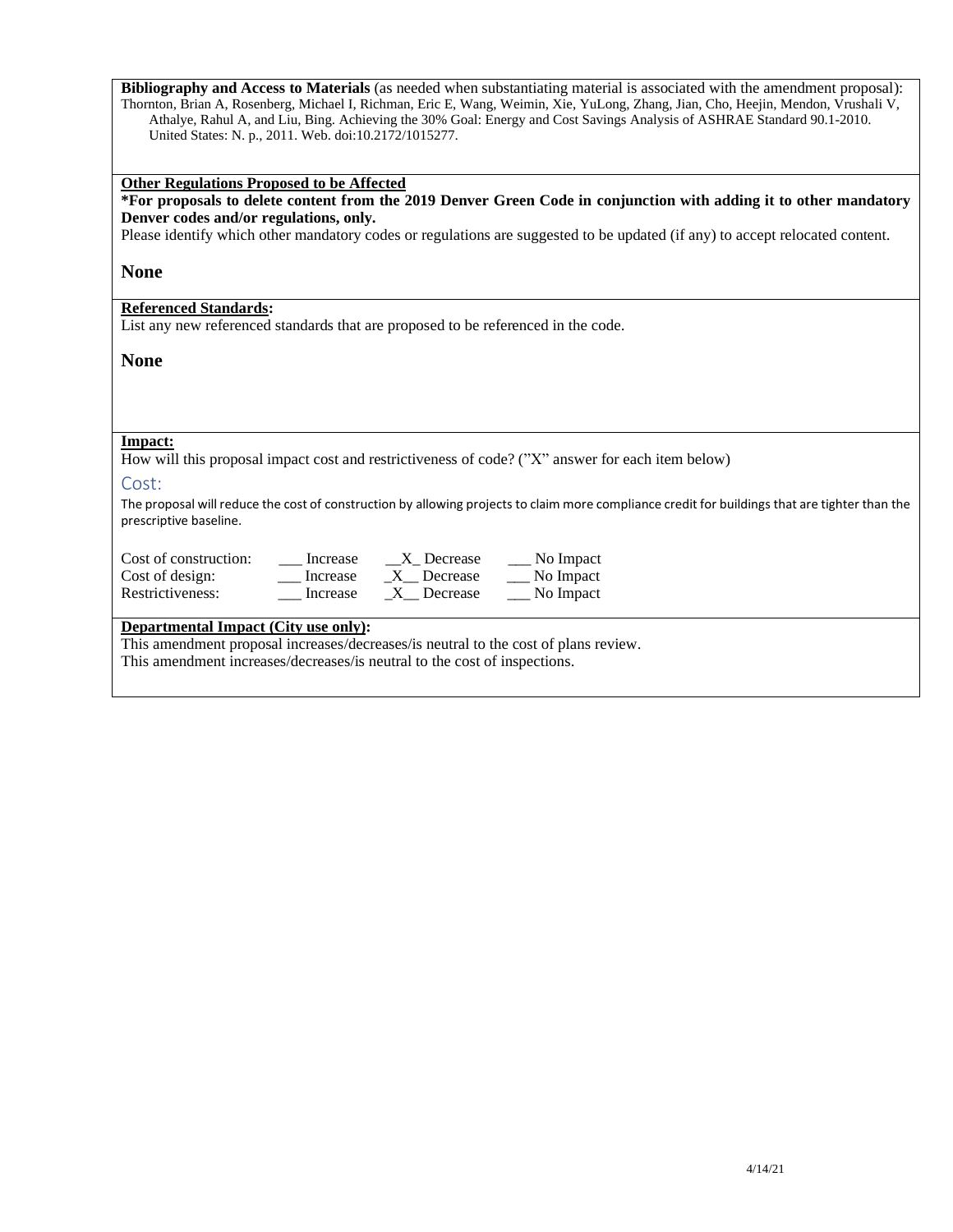**Bibliography and Access to Materials** (as needed when substantiating material is associated with the amendment proposal):
Thornton, Brian A, Rosenberg, Michael I, Richman, Eric E, Wang, Weimin, Xie, YuLong, Zhang, Jian, Cho, Heejin, Mendon, Vrushali V, Athalye, Rahul A, and Liu, Bing. Achieving the 30% Goal: Energy and Cost Savings Analysis of ASHRAE Standard 90.1-2010. United States: N. p., 2011. Web. doi:10.2172/1015277.

**Other Regulations Proposed to be Affected**

**\*For proposals to delete content from the 2019 Denver Green Code in conjunction with adding it to other mandatory Denver codes and/or regulations, only.**

Please identify which other mandatory codes or regulations are suggested to be updated (if any) to accept relocated content.

**None**

**Referenced Standards:**

List any new referenced standards that are proposed to be referenced in the code.

**None**

**Impact:**

How will this proposal impact cost and restrictiveness of code? ("X" answer for each item below)

## Cost:

The proposal will reduce the cost of construction by allowing projects to claim more compliance credit for buildings that are tighter than the prescriptive baseline.

| | | | |
|---|---|---|---|
| Cost of construction: | ___ Increase | __X_ Decrease | ___ No Impact |
| Cost of design: | ___ Increase | _X__ Decrease | ___ No Impact |
| Restrictiveness: | ___ Increase | _X__ Decrease | ___ No Impact |

**Departmental Impact (City use only):**

This amendment proposal increases/decreases/is neutral to the cost of plans review.

This amendment increases/decreases/is neutral to the cost of inspections.

4/14/21